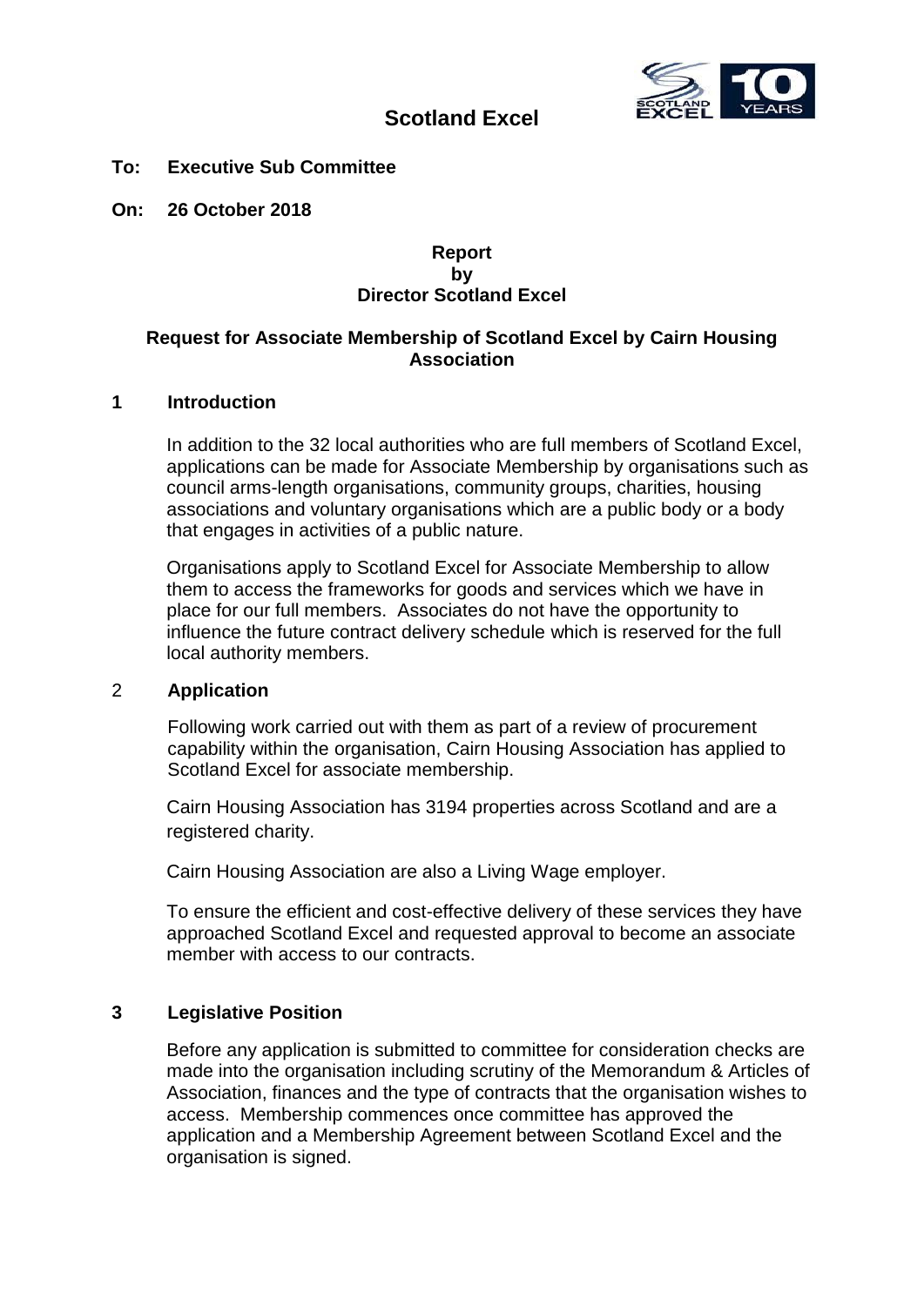# Scotland Excel

**To: Executive Sub Committee**

**On: 26 October 2018**

**Report**
**by**
**Director Scotland Excel**

## Request for Associate Membership of Scotland Excel by Cairn Housing Association

### 1 Introduction

In addition to the 32 local authorities who are full members of Scotland Excel, applications can be made for Associate Membership by organisations such as council arms-length organisations, community groups, charities, housing associations and voluntary organisations which are a public body or a body that engages in activities of a public nature.

Organisations apply to Scotland Excel for Associate Membership to allow them to access the frameworks for goods and services which we have in place for our full members. Associates do not have the opportunity to influence the future contract delivery schedule which is reserved for the full local authority members.

### 2 Application

Following work carried out with them as part of a review of procurement capability within the organisation, Cairn Housing Association has applied to Scotland Excel for associate membership.

Cairn Housing Association has 3194 properties across Scotland and are a registered charity.

Cairn Housing Association are also a Living Wage employer.

To ensure the efficient and cost-effective delivery of these services they have approached Scotland Excel and requested approval to become an associate member with access to our contracts.

### 3 Legislative Position

Before any application is submitted to committee for consideration checks are made into the organisation including scrutiny of the Memorandum & Articles of Association, finances and the type of contracts that the organisation wishes to access. Membership commences once committee has approved the application and a Membership Agreement between Scotland Excel and the organisation is signed.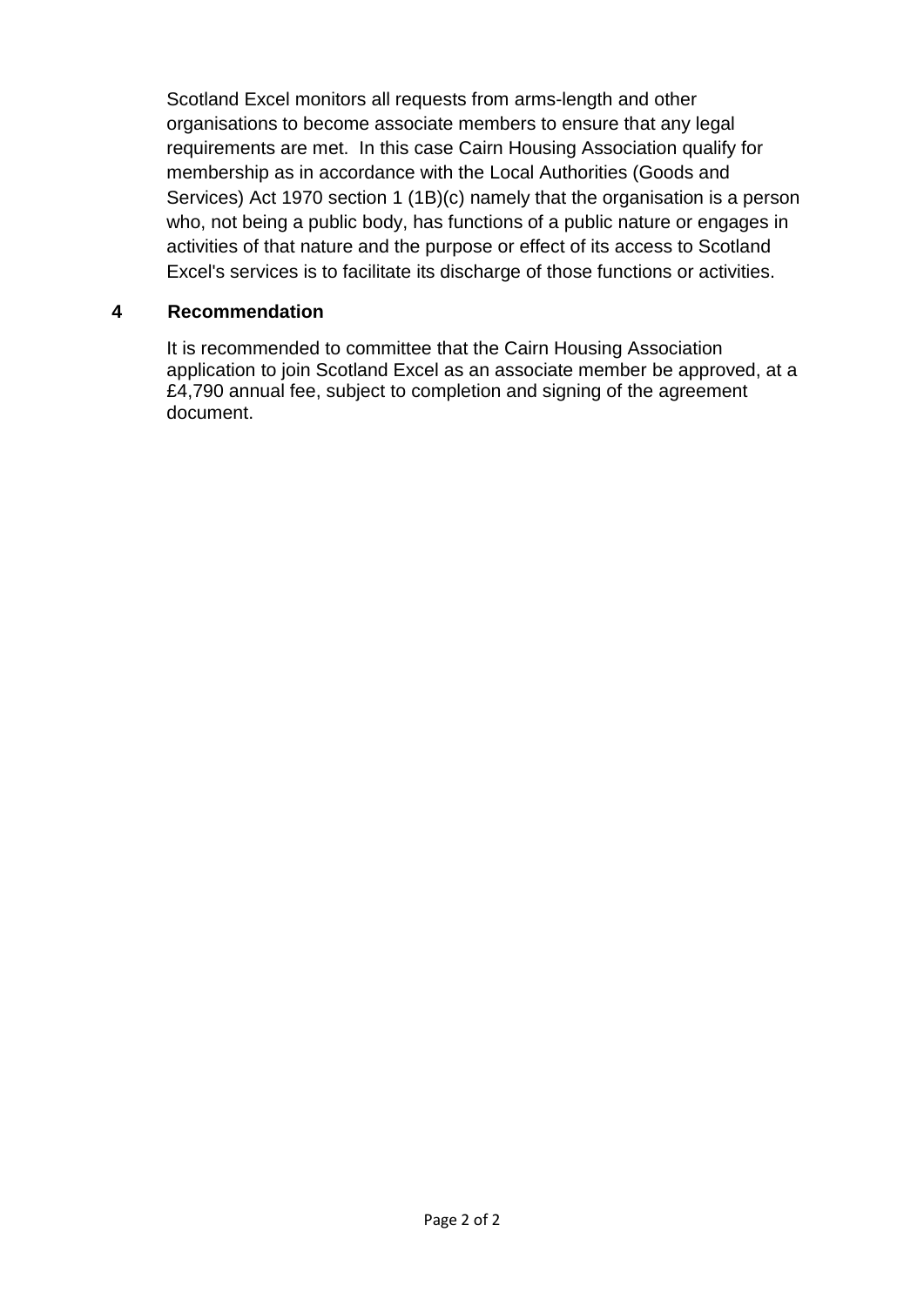Scotland Excel monitors all requests from arms-length and other organisations to become associate members to ensure that any legal requirements are met. In this case Cairn Housing Association qualify for membership as in accordance with the Local Authorities (Goods and Services) Act 1970 section 1 (1B)(c) namely that the organisation is a person who, not being a public body, has functions of a public nature or engages in activities of that nature and the purpose or effect of its access to Scotland Excel's services is to facilitate its discharge of those functions or activities.

## 4 Recommendation

It is recommended to committee that the Cairn Housing Association application to join Scotland Excel as an associate member be approved, at a £4,790 annual fee, subject to completion and signing of the agreement document.